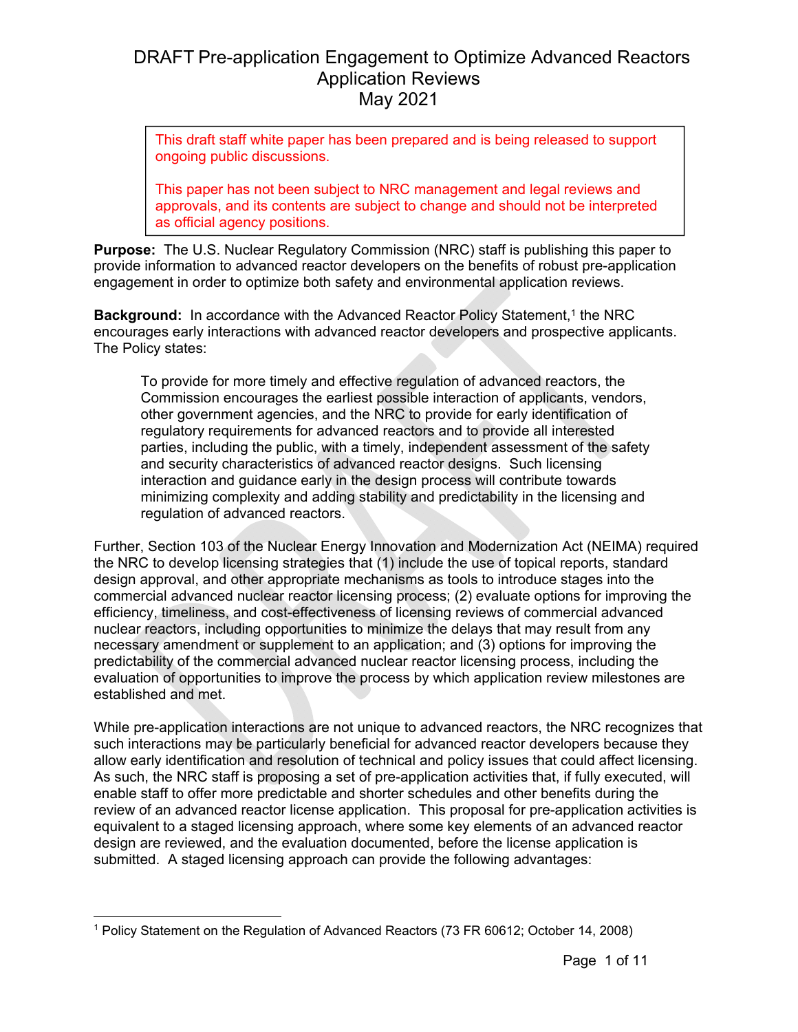# DRAFT Pre-application Engagement to Optimize Advanced Reactors Application Reviews
May 2021

> This draft staff white paper has been prepared and is being released to support ongoing public discussions.
>
> This paper has not been subject to NRC management and legal reviews and approvals, and its contents are subject to change and should not be interpreted as official agency positions.

**Purpose:** The U.S. Nuclear Regulatory Commission (NRC) staff is publishing this paper to provide information to advanced reactor developers on the benefits of robust pre-application engagement in order to optimize both safety and environmental application reviews.

**Background:** In accordance with the Advanced Reactor Policy Statement,[1] the NRC encourages early interactions with advanced reactor developers and prospective applicants. The Policy states:

> To provide for more timely and effective regulation of advanced reactors, the Commission encourages the earliest possible interaction of applicants, vendors, other government agencies, and the NRC to provide for early identification of regulatory requirements for advanced reactors and to provide all interested parties, including the public, with a timely, independent assessment of the safety and security characteristics of advanced reactor designs. Such licensing interaction and guidance early in the design process will contribute towards minimizing complexity and adding stability and predictability in the licensing and regulation of advanced reactors.

Further, Section 103 of the Nuclear Energy Innovation and Modernization Act (NEIMA) required the NRC to develop licensing strategies that (1) include the use of topical reports, standard design approval, and other appropriate mechanisms as tools to introduce stages into the commercial advanced nuclear reactor licensing process; (2) evaluate options for improving the efficiency, timeliness, and cost-effectiveness of licensing reviews of commercial advanced nuclear reactors, including opportunities to minimize the delays that may result from any necessary amendment or supplement to an application; and (3) options for improving the predictability of the commercial advanced nuclear reactor licensing process, including the evaluation of opportunities to improve the process by which application review milestones are established and met.

While pre-application interactions are not unique to advanced reactors, the NRC recognizes that such interactions may be particularly beneficial for advanced reactor developers because they allow early identification and resolution of technical and policy issues that could affect licensing. As such, the NRC staff is proposing a set of pre-application activities that, if fully executed, will enable staff to offer more predictable and shorter schedules and other benefits during the review of an advanced reactor license application. This proposal for pre-application activities is equivalent to a staged licensing approach, where some key elements of an advanced reactor design are reviewed, and the evaluation documented, before the license application is submitted. A staged licensing approach can provide the following advantages:

[1] Policy Statement on the Regulation of Advanced Reactors (73 FR 60612; October 14, 2008)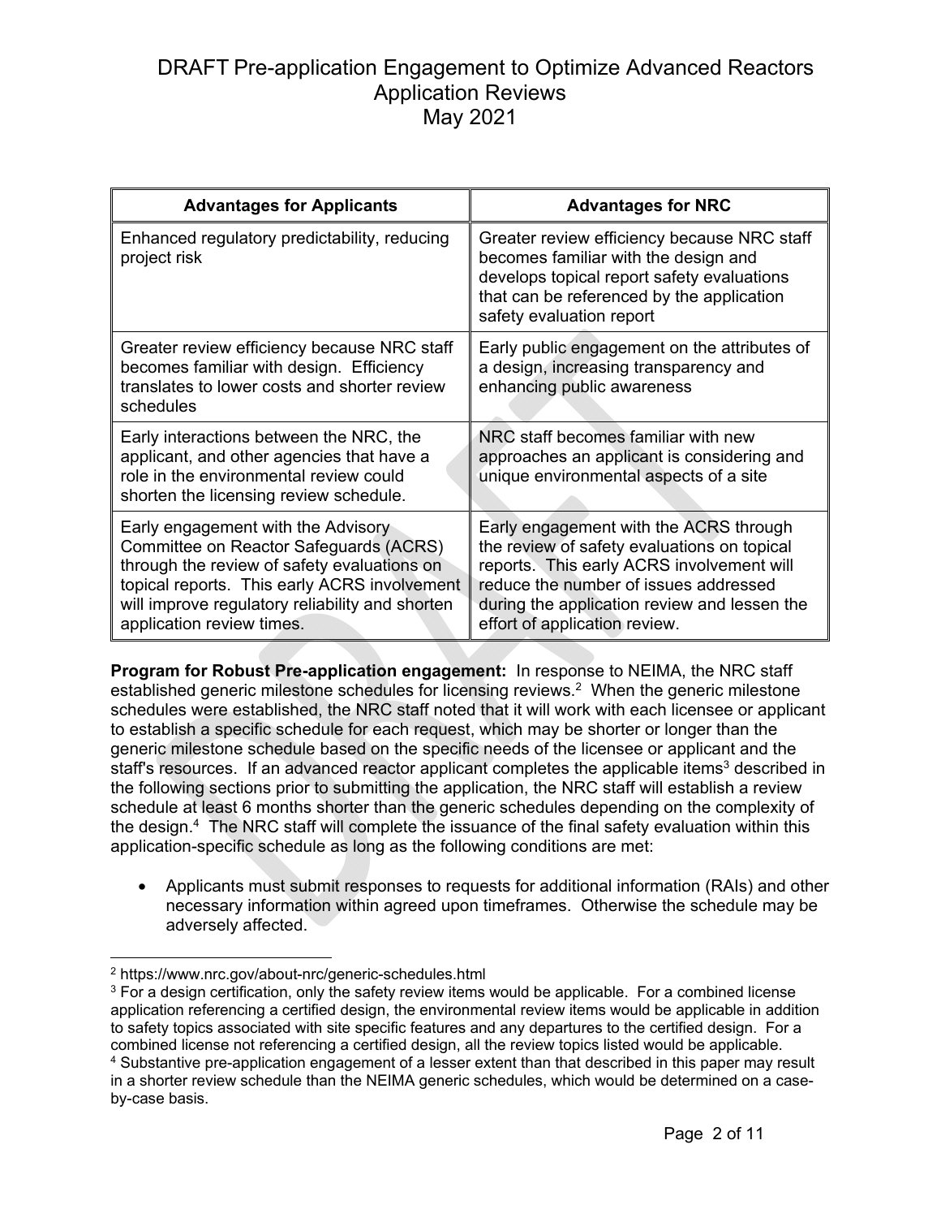| Advantages for Applicants | Advantages for NRC |
|---|---|
| Enhanced regulatory predictability, reducing project risk | Greater review efficiency because NRC staff becomes familiar with the design and develops topical report safety evaluations that can be referenced by the application safety evaluation report |
| Greater review efficiency because NRC staff becomes familiar with design. Efficiency translates to lower costs and shorter review schedules | Early public engagement on the attributes of a design, increasing transparency and enhancing public awareness |
| Early interactions between the NRC, the applicant, and other agencies that have a role in the environmental review could shorten the licensing review schedule. | NRC staff becomes familiar with new approaches an applicant is considering and unique environmental aspects of a site |
| Early engagement with the Advisory Committee on Reactor Safeguards (ACRS) through the review of safety evaluations on topical reports. This early ACRS involvement will improve regulatory reliability and shorten application review times. | Early engagement with the ACRS through the review of safety evaluations on topical reports. This early ACRS involvement will reduce the number of issues addressed during the application review and lessen the effort of application review. |

**Program for Robust Pre-application engagement:** In response to NEIMA, the NRC staff established generic milestone schedules for licensing reviews.[2] When the generic milestone schedules were established, the NRC staff noted that it will work with each licensee or applicant to establish a specific schedule for each request, which may be shorter or longer than the generic milestone schedule based on the specific needs of the licensee or applicant and the staff's resources. If an advanced reactor applicant completes the applicable items[3] described in the following sections prior to submitting the application, the NRC staff will establish a review schedule at least 6 months shorter than the generic schedules depending on the complexity of the design.[4] The NRC staff will complete the issuance of the final safety evaluation within this application-specific schedule as long as the following conditions are met:

- Applicants must submit responses to requests for additional information (RAIs) and other necessary information within agreed upon timeframes. Otherwise the schedule may be adversely affected.

---

[2] https://www.nrc.gov/about-nrc/generic-schedules.html

[3] For a design certification, only the safety review items would be applicable. For a combined license application referencing a certified design, the environmental review items would be applicable in addition to safety topics associated with site specific features and any departures to the certified design. For a combined license not referencing a certified design, all the review topics listed would be applicable.

[4] Substantive pre-application engagement of a lesser extent than that described in this paper may result in a shorter review schedule than the NEIMA generic schedules, which would be determined on a case-by-case basis.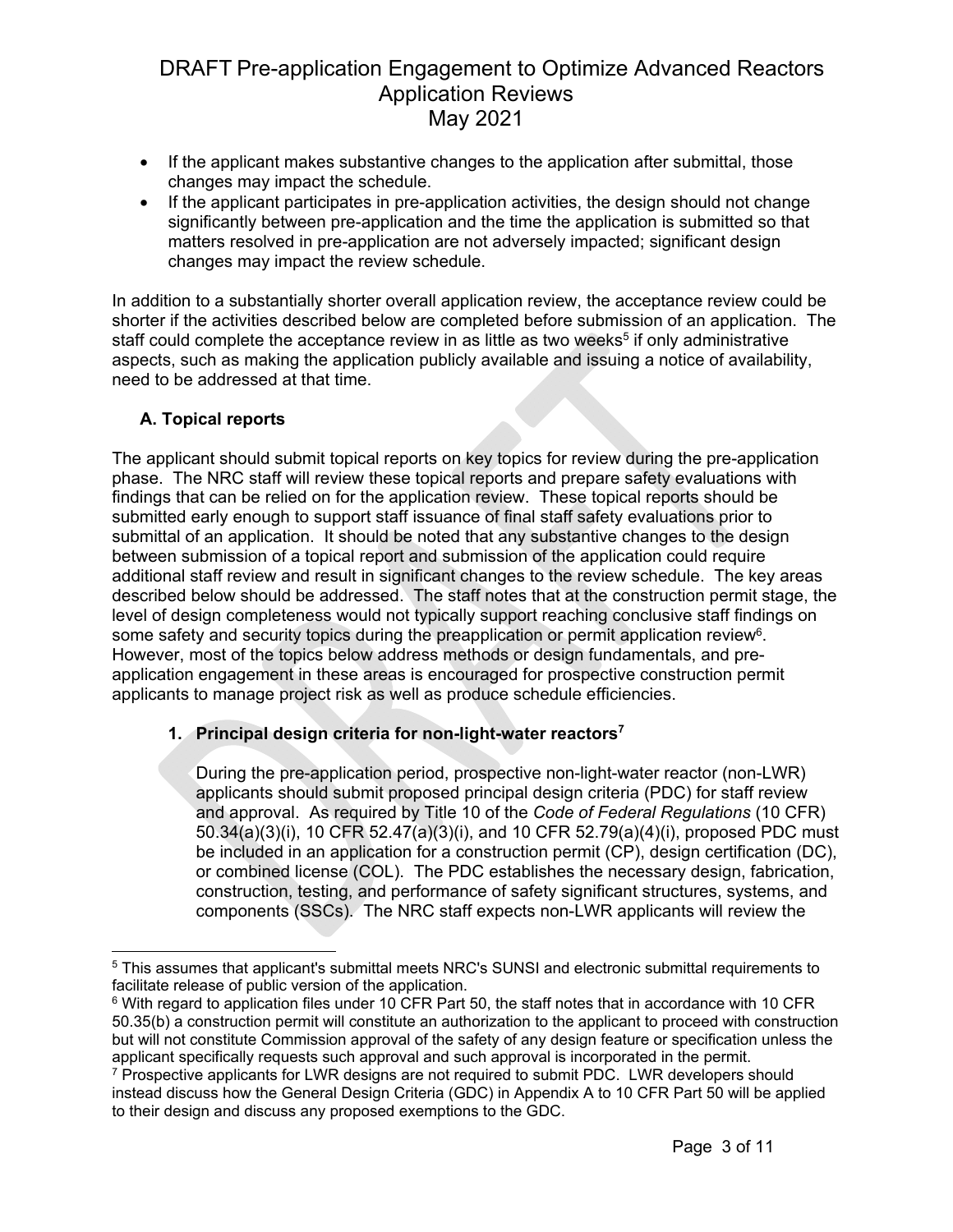- If the applicant makes substantive changes to the application after submittal, those changes may impact the schedule.
- If the applicant participates in pre-application activities, the design should not change significantly between pre-application and the time the application is submitted so that matters resolved in pre-application are not adversely impacted; significant design changes may impact the review schedule.

In addition to a substantially shorter overall application review, the acceptance review could be shorter if the activities described below are completed before submission of an application. The staff could complete the acceptance review in as little as two weeks[5] if only administrative aspects, such as making the application publicly available and issuing a notice of availability, need to be addressed at that time.

### A. Topical reports

The applicant should submit topical reports on key topics for review during the pre-application phase. The NRC staff will review these topical reports and prepare safety evaluations with findings that can be relied on for the application review. These topical reports should be submitted early enough to support staff issuance of final staff safety evaluations prior to submittal of an application. It should be noted that any substantive changes to the design between submission of a topical report and submission of the application could require additional staff review and result in significant changes to the review schedule. The key areas described below should be addressed. The staff notes that at the construction permit stage, the level of design completeness would not typically support reaching conclusive staff findings on some safety and security topics during the preapplication or permit application review[6]. However, most of the topics below address methods or design fundamentals, and pre-application engagement in these areas is encouraged for prospective construction permit applicants to manage project risk as well as produce schedule efficiencies.

#### 1. Principal design criteria for non-light-water reactors[7]

During the pre-application period, prospective non-light-water reactor (non-LWR) applicants should submit proposed principal design criteria (PDC) for staff review and approval. As required by Title 10 of the *Code of Federal Regulations* (10 CFR) 50.34(a)(3)(i), 10 CFR 52.47(a)(3)(i), and 10 CFR 52.79(a)(4)(i), proposed PDC must be included in an application for a construction permit (CP), design certification (DC), or combined license (COL). The PDC establishes the necessary design, fabrication, construction, testing, and performance of safety significant structures, systems, and components (SSCs). The NRC staff expects non-LWR applicants will review the

---

[5] This assumes that applicant's submittal meets NRC's SUNSI and electronic submittal requirements to facilitate release of public version of the application.

[6] With regard to application files under 10 CFR Part 50, the staff notes that in accordance with 10 CFR 50.35(b) a construction permit will constitute an authorization to the applicant to proceed with construction but will not constitute Commission approval of the safety of any design feature or specification unless the applicant specifically requests such approval and such approval is incorporated in the permit.

[7] Prospective applicants for LWR designs are not required to submit PDC. LWR developers should instead discuss how the General Design Criteria (GDC) in Appendix A to 10 CFR Part 50 will be applied to their design and discuss any proposed exemptions to the GDC.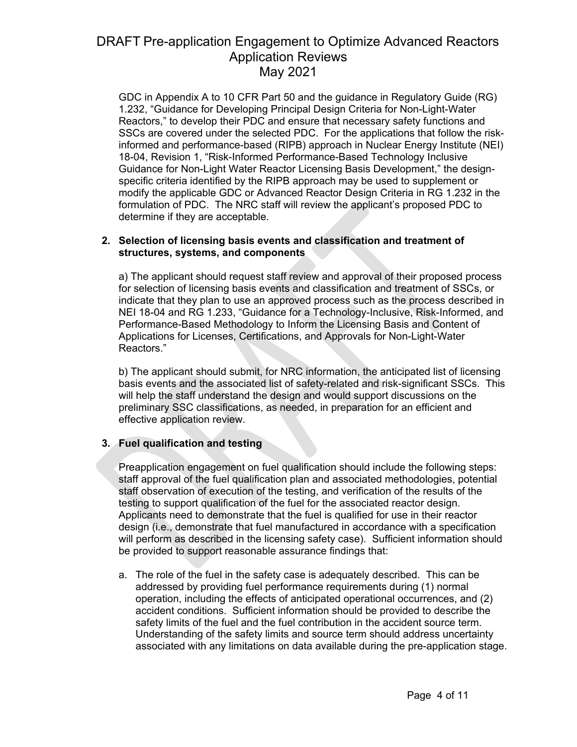GDC in Appendix A to 10 CFR Part 50 and the guidance in Regulatory Guide (RG) 1.232, "Guidance for Developing Principal Design Criteria for Non-Light-Water Reactors," to develop their PDC and ensure that necessary safety functions and SSCs are covered under the selected PDC. For the applications that follow the risk-informed and performance-based (RIPB) approach in Nuclear Energy Institute (NEI) 18-04, Revision 1, "Risk-Informed Performance-Based Technology Inclusive Guidance for Non-Light Water Reactor Licensing Basis Development," the design-specific criteria identified by the RIPB approach may be used to supplement or modify the applicable GDC or Advanced Reactor Design Criteria in RG 1.232 in the formulation of PDC. The NRC staff will review the applicant's proposed PDC to determine if they are acceptable.

**2. Selection of licensing basis events and classification and treatment of structures, systems, and components**

a) The applicant should request staff review and approval of their proposed process for selection of licensing basis events and classification and treatment of SSCs, or indicate that they plan to use an approved process such as the process described in NEI 18-04 and RG 1.233, "Guidance for a Technology-Inclusive, Risk-Informed, and Performance-Based Methodology to Inform the Licensing Basis and Content of Applications for Licenses, Certifications, and Approvals for Non-Light-Water Reactors."

b) The applicant should submit, for NRC information, the anticipated list of licensing basis events and the associated list of safety-related and risk-significant SSCs. This will help the staff understand the design and would support discussions on the preliminary SSC classifications, as needed, in preparation for an efficient and effective application review.

**3. Fuel qualification and testing**

Preapplication engagement on fuel qualification should include the following steps: staff approval of the fuel qualification plan and associated methodologies, potential staff observation of execution of the testing, and verification of the results of the testing to support qualification of the fuel for the associated reactor design. Applicants need to demonstrate that the fuel is qualified for use in their reactor design (i.e., demonstrate that fuel manufactured in accordance with a specification will perform as described in the licensing safety case). Sufficient information should be provided to support reasonable assurance findings that:

a. The role of the fuel in the safety case is adequately described. This can be addressed by providing fuel performance requirements during (1) normal operation, including the effects of anticipated operational occurrences, and (2) accident conditions. Sufficient information should be provided to describe the safety limits of the fuel and the fuel contribution in the accident source term. Understanding of the safety limits and source term should address uncertainty associated with any limitations on data available during the pre-application stage.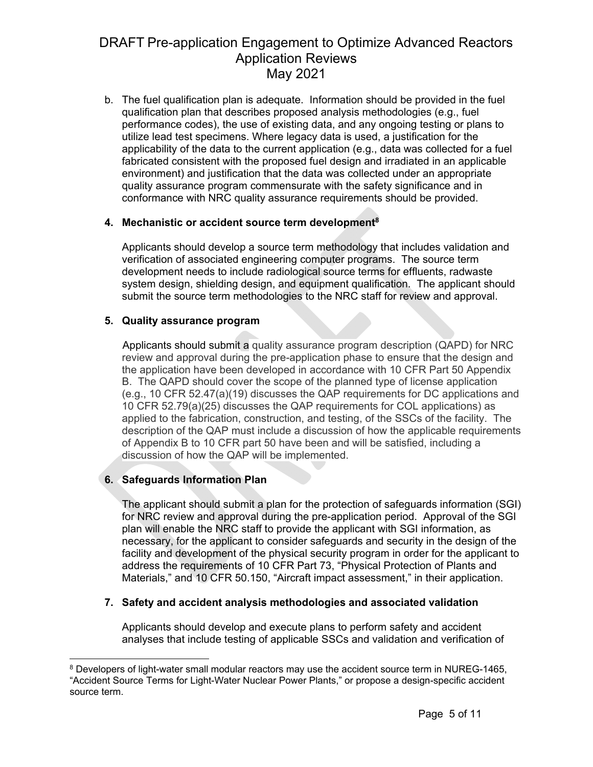b. The fuel qualification plan is adequate. Information should be provided in the fuel qualification plan that describes proposed analysis methodologies (e.g., fuel performance codes), the use of existing data, and any ongoing testing or plans to utilize lead test specimens. Where legacy data is used, a justification for the applicability of the data to the current application (e.g., data was collected for a fuel fabricated consistent with the proposed fuel design and irradiated in an applicable environment) and justification that the data was collected under an appropriate quality assurance program commensurate with the safety significance and in conformance with NRC quality assurance requirements should be provided.

**4. Mechanistic or accident source term development[8]**

Applicants should develop a source term methodology that includes validation and verification of associated engineering computer programs. The source term development needs to include radiological source terms for effluents, radwaste system design, shielding design, and equipment qualification. The applicant should submit the source term methodologies to the NRC staff for review and approval.

**5. Quality assurance program**

Applicants should submit a quality assurance program description (QAPD) for NRC review and approval during the pre-application phase to ensure that the design and the application have been developed in accordance with 10 CFR Part 50 Appendix B. The QAPD should cover the scope of the planned type of license application (e.g., 10 CFR 52.47(a)(19) discusses the QAP requirements for DC applications and 10 CFR 52.79(a)(25) discusses the QAP requirements for COL applications) as applied to the fabrication, construction, and testing, of the SSCs of the facility. The description of the QAP must include a discussion of how the applicable requirements of Appendix B to 10 CFR part 50 have been and will be satisfied, including a discussion of how the QAP will be implemented.

**6. Safeguards Information Plan**

The applicant should submit a plan for the protection of safeguards information (SGI) for NRC review and approval during the pre-application period. Approval of the SGI plan will enable the NRC staff to provide the applicant with SGI information, as necessary, for the applicant to consider safeguards and security in the design of the facility and development of the physical security program in order for the applicant to address the requirements of 10 CFR Part 73, "Physical Protection of Plants and Materials," and 10 CFR 50.150, "Aircraft impact assessment," in their application.

**7. Safety and accident analysis methodologies and associated validation**

Applicants should develop and execute plans to perform safety and accident analyses that include testing of applicable SSCs and validation and verification of

---

[8] Developers of light-water small modular reactors may use the accident source term in NUREG-1465, "Accident Source Terms for Light-Water Nuclear Power Plants," or propose a design-specific accident source term.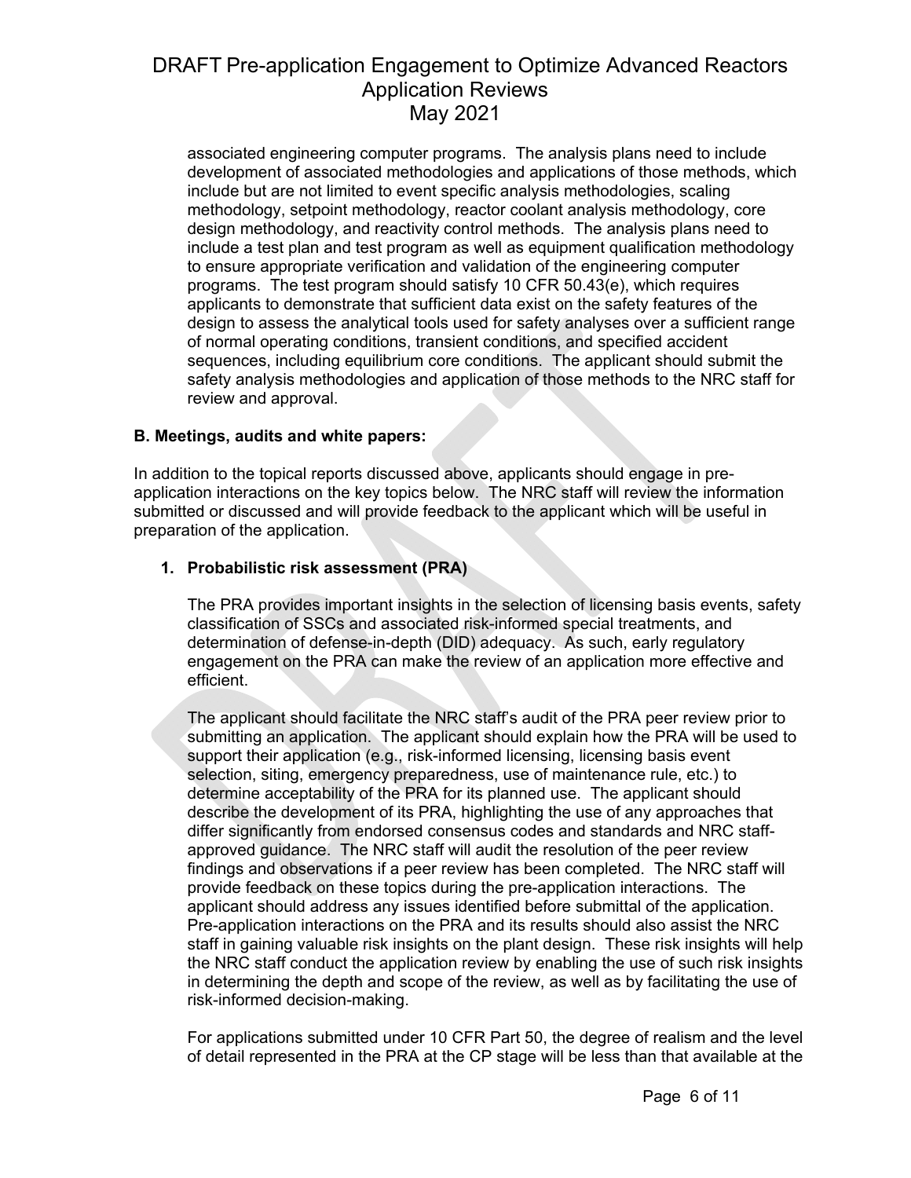associated engineering computer programs. The analysis plans need to include development of associated methodologies and applications of those methods, which include but are not limited to event specific analysis methodologies, scaling methodology, setpoint methodology, reactor coolant analysis methodology, core design methodology, and reactivity control methods. The analysis plans need to include a test plan and test program as well as equipment qualification methodology to ensure appropriate verification and validation of the engineering computer programs. The test program should satisfy 10 CFR 50.43(e), which requires applicants to demonstrate that sufficient data exist on the safety features of the design to assess the analytical tools used for safety analyses over a sufficient range of normal operating conditions, transient conditions, and specified accident sequences, including equilibrium core conditions. The applicant should submit the safety analysis methodologies and application of those methods to the NRC staff for review and approval.

**B. Meetings, audits and white papers:**

In addition to the topical reports discussed above, applicants should engage in pre-application interactions on the key topics below. The NRC staff will review the information submitted or discussed and will provide feedback to the applicant which will be useful in preparation of the application.

1. **Probabilistic risk assessment (PRA)**

   The PRA provides important insights in the selection of licensing basis events, safety classification of SSCs and associated risk-informed special treatments, and determination of defense-in-depth (DID) adequacy. As such, early regulatory engagement on the PRA can make the review of an application more effective and efficient.

   The applicant should facilitate the NRC staff's audit of the PRA peer review prior to submitting an application. The applicant should explain how the PRA will be used to support their application (e.g., risk-informed licensing, licensing basis event selection, siting, emergency preparedness, use of maintenance rule, etc.) to determine acceptability of the PRA for its planned use. The applicant should describe the development of its PRA, highlighting the use of any approaches that differ significantly from endorsed consensus codes and standards and NRC staff-approved guidance. The NRC staff will audit the resolution of the peer review findings and observations if a peer review has been completed. The NRC staff will provide feedback on these topics during the pre-application interactions. The applicant should address any issues identified before submittal of the application. Pre-application interactions on the PRA and its results should also assist the NRC staff in gaining valuable risk insights on the plant design. These risk insights will help the NRC staff conduct the application review by enabling the use of such risk insights in determining the depth and scope of the review, as well as by facilitating the use of risk-informed decision-making.

   For applications submitted under 10 CFR Part 50, the degree of realism and the level of detail represented in the PRA at the CP stage will be less than that available at the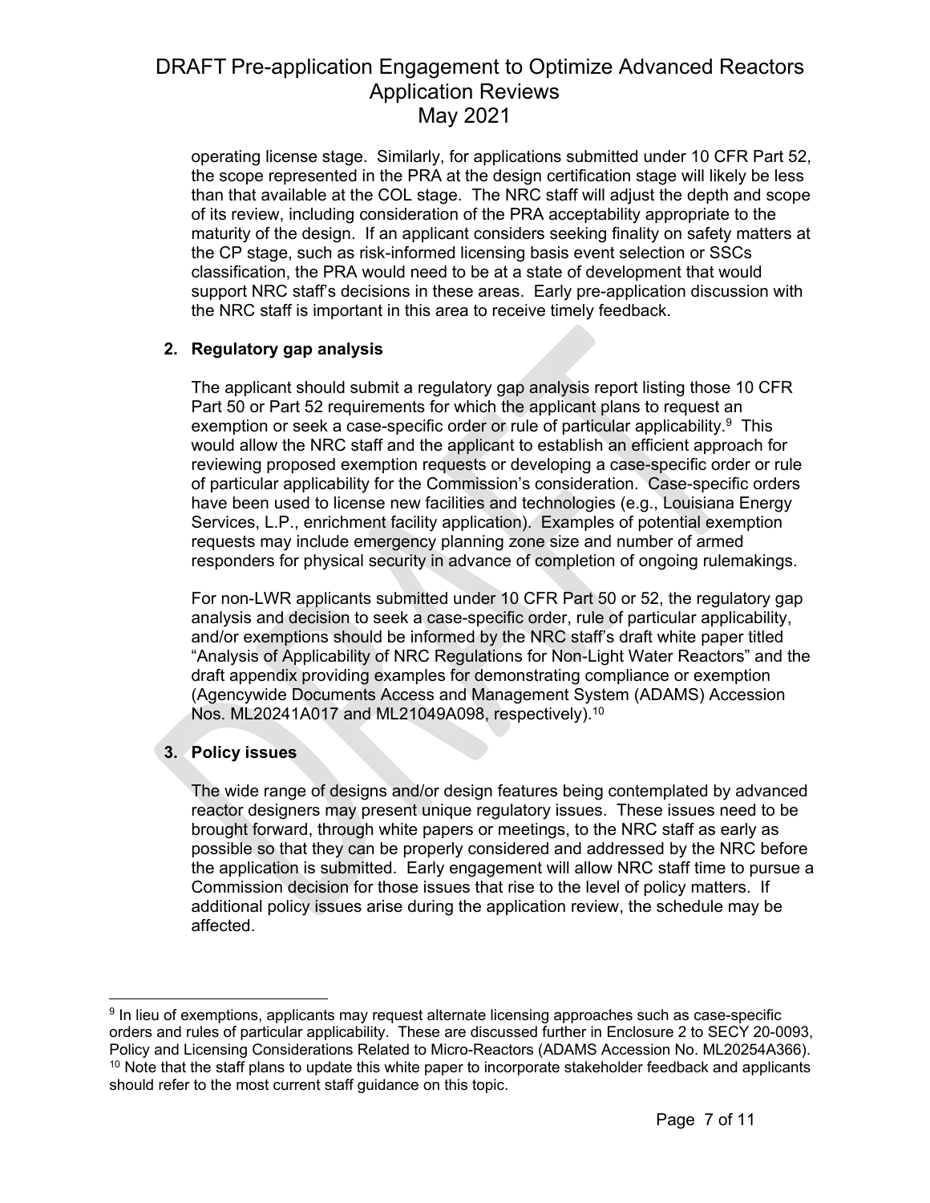operating license stage. Similarly, for applications submitted under 10 CFR Part 52, the scope represented in the PRA at the design certification stage will likely be less than that available at the COL stage. The NRC staff will adjust the depth and scope of its review, including consideration of the PRA acceptability appropriate to the maturity of the design. If an applicant considers seeking finality on safety matters at the CP stage, such as risk-informed licensing basis event selection or SSCs classification, the PRA would need to be at a state of development that would support NRC staff's decisions in these areas. Early pre-application discussion with the NRC staff is important in this area to receive timely feedback.

**2. Regulatory gap analysis**

The applicant should submit a regulatory gap analysis report listing those 10 CFR Part 50 or Part 52 requirements for which the applicant plans to request an exemption or seek a case-specific order or rule of particular applicability.[9] This would allow the NRC staff and the applicant to establish an efficient approach for reviewing proposed exemption requests or developing a case-specific order or rule of particular applicability for the Commission's consideration. Case-specific orders have been used to license new facilities and technologies (e.g., Louisiana Energy Services, L.P., enrichment facility application). Examples of potential exemption requests may include emergency planning zone size and number of armed responders for physical security in advance of completion of ongoing rulemakings.

For non-LWR applicants submitted under 10 CFR Part 50 or 52, the regulatory gap analysis and decision to seek a case-specific order, rule of particular applicability, and/or exemptions should be informed by the NRC staff's draft white paper titled "Analysis of Applicability of NRC Regulations for Non-Light Water Reactors" and the draft appendix providing examples for demonstrating compliance or exemption (Agencywide Documents Access and Management System (ADAMS) Accession Nos. ML20241A017 and ML21049A098, respectively).[10]

**3. Policy issues**

The wide range of designs and/or design features being contemplated by advanced reactor designers may present unique regulatory issues. These issues need to be brought forward, through white papers or meetings, to the NRC staff as early as possible so that they can be properly considered and addressed by the NRC before the application is submitted. Early engagement will allow NRC staff time to pursue a Commission decision for those issues that rise to the level of policy matters. If additional policy issues arise during the application review, the schedule may be affected.

---

[9] In lieu of exemptions, applicants may request alternate licensing approaches such as case-specific orders and rules of particular applicability. These are discussed further in Enclosure 2 to SECY 20-0093, Policy and Licensing Considerations Related to Micro-Reactors (ADAMS Accession No. ML20254A366).

[10] Note that the staff plans to update this white paper to incorporate stakeholder feedback and applicants should refer to the most current staff guidance on this topic.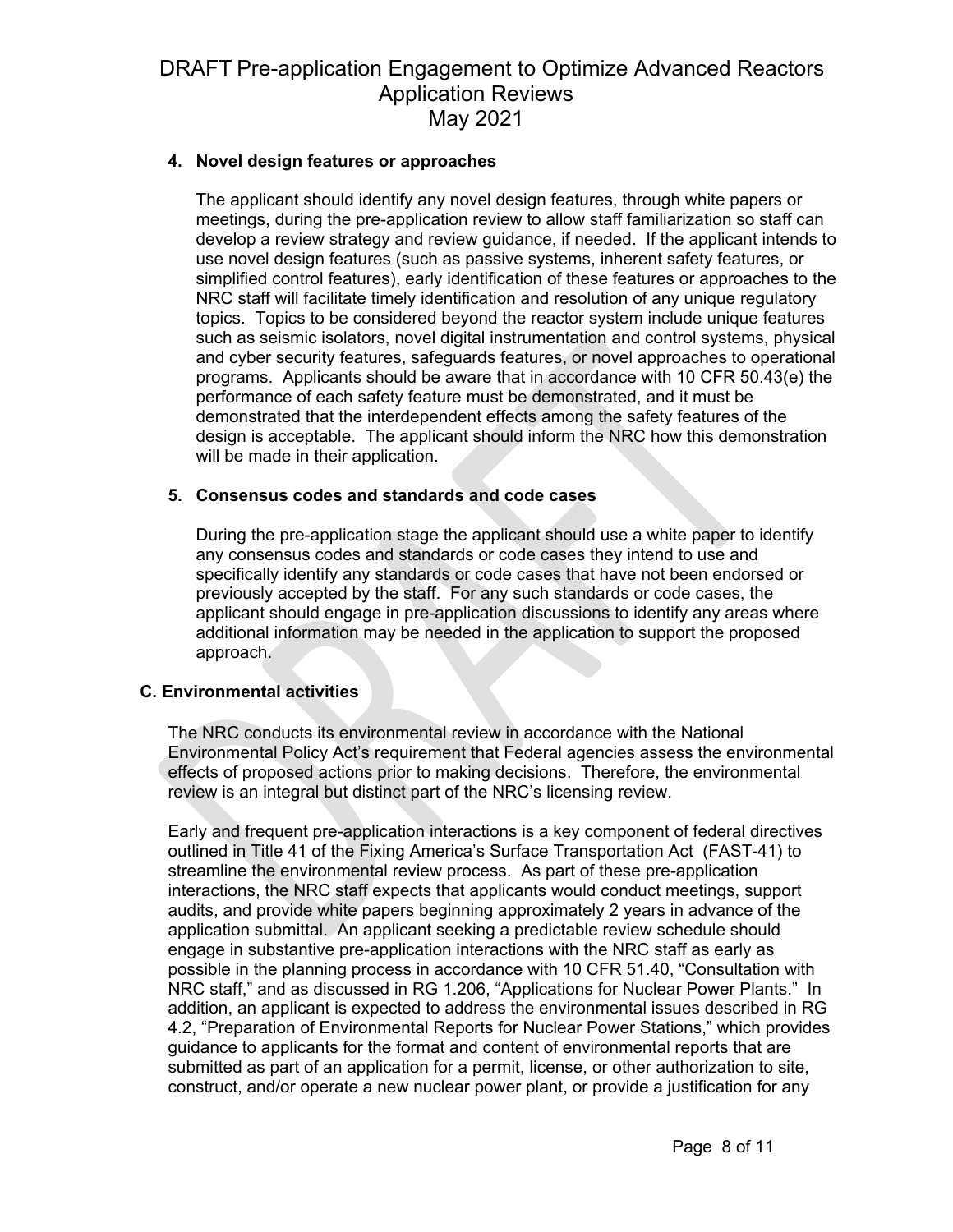**4. Novel design features or approaches**

The applicant should identify any novel design features, through white papers or meetings, during the pre-application review to allow staff familiarization so staff can develop a review strategy and review guidance, if needed. If the applicant intends to use novel design features (such as passive systems, inherent safety features, or simplified control features), early identification of these features or approaches to the NRC staff will facilitate timely identification and resolution of any unique regulatory topics. Topics to be considered beyond the reactor system include unique features such as seismic isolators, novel digital instrumentation and control systems, physical and cyber security features, safeguards features, or novel approaches to operational programs. Applicants should be aware that in accordance with 10 CFR 50.43(e) the performance of each safety feature must be demonstrated, and it must be demonstrated that the interdependent effects among the safety features of the design is acceptable. The applicant should inform the NRC how this demonstration will be made in their application.

**5. Consensus codes and standards and code cases**

During the pre-application stage the applicant should use a white paper to identify any consensus codes and standards or code cases they intend to use and specifically identify any standards or code cases that have not been endorsed or previously accepted by the staff. For any such standards or code cases, the applicant should engage in pre-application discussions to identify any areas where additional information may be needed in the application to support the proposed approach.

## C. Environmental activities

The NRC conducts its environmental review in accordance with the National Environmental Policy Act's requirement that Federal agencies assess the environmental effects of proposed actions prior to making decisions. Therefore, the environmental review is an integral but distinct part of the NRC's licensing review.

Early and frequent pre-application interactions is a key component of federal directives outlined in Title 41 of the Fixing America's Surface Transportation Act (FAST-41) to streamline the environmental review process. As part of these pre-application interactions, the NRC staff expects that applicants would conduct meetings, support audits, and provide white papers beginning approximately 2 years in advance of the application submittal. An applicant seeking a predictable review schedule should engage in substantive pre-application interactions with the NRC staff as early as possible in the planning process in accordance with 10 CFR 51.40, "Consultation with NRC staff," and as discussed in RG 1.206, "Applications for Nuclear Power Plants." In addition, an applicant is expected to address the environmental issues described in RG 4.2, "Preparation of Environmental Reports for Nuclear Power Stations," which provides guidance to applicants for the format and content of environmental reports that are submitted as part of an application for a permit, license, or other authorization to site, construct, and/or operate a new nuclear power plant, or provide a justification for any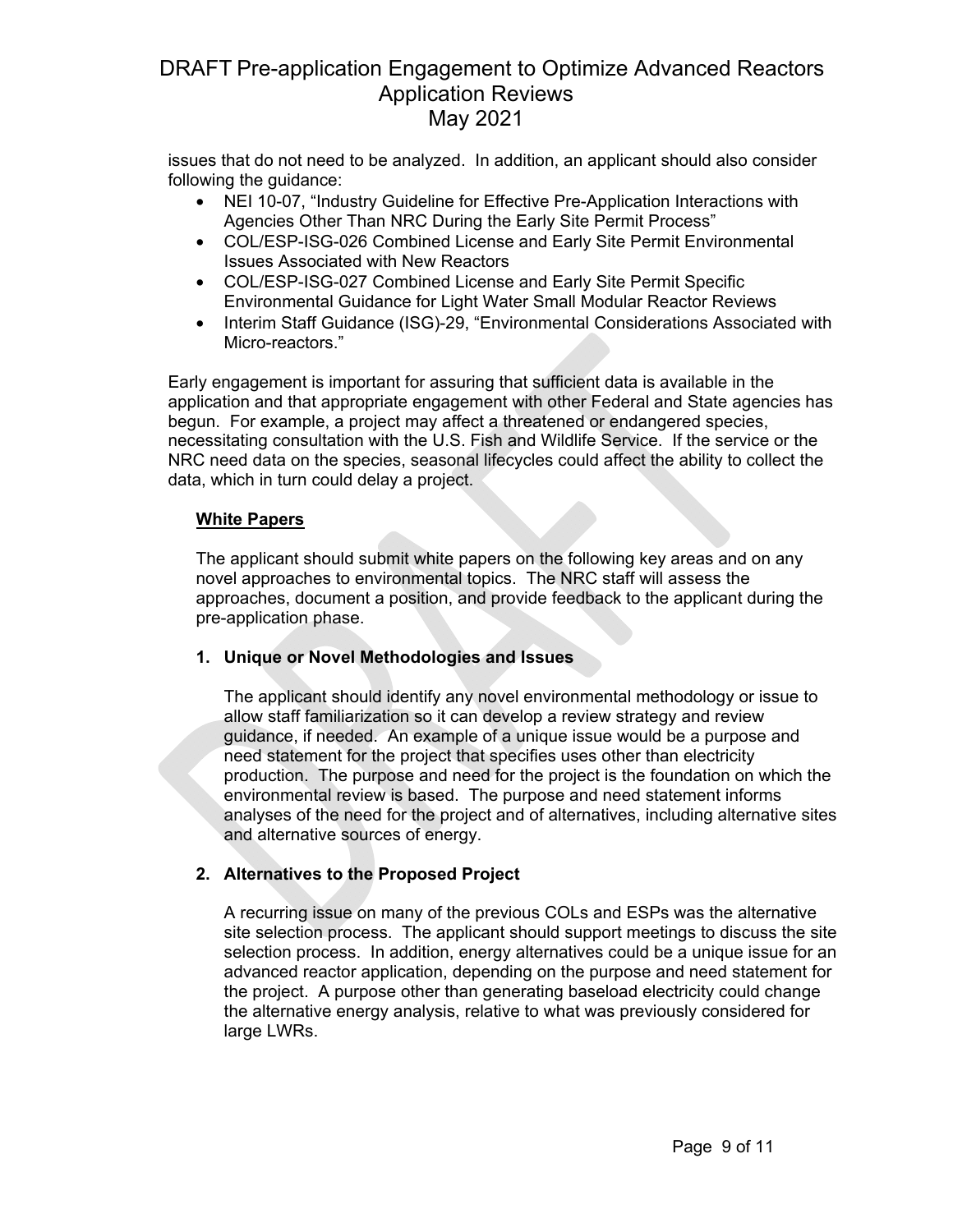issues that do not need to be analyzed. In addition, an applicant should also consider following the guidance:

- NEI 10-07, "Industry Guideline for Effective Pre-Application Interactions with Agencies Other Than NRC During the Early Site Permit Process"
- COL/ESP-ISG-026 Combined License and Early Site Permit Environmental Issues Associated with New Reactors
- COL/ESP-ISG-027 Combined License and Early Site Permit Specific Environmental Guidance for Light Water Small Modular Reactor Reviews
- Interim Staff Guidance (ISG)-29, "Environmental Considerations Associated with Micro-reactors."

Early engagement is important for assuring that sufficient data is available in the application and that appropriate engagement with other Federal and State agencies has begun. For example, a project may affect a threatened or endangered species, necessitating consultation with the U.S. Fish and Wildlife Service. If the service or the NRC need data on the species, seasonal lifecycles could affect the ability to collect the data, which in turn could delay a project.

**White Papers**

The applicant should submit white papers on the following key areas and on any novel approaches to environmental topics. The NRC staff will assess the approaches, document a position, and provide feedback to the applicant during the pre-application phase.

**1. Unique or Novel Methodologies and Issues**

The applicant should identify any novel environmental methodology or issue to allow staff familiarization so it can develop a review strategy and review guidance, if needed. An example of a unique issue would be a purpose and need statement for the project that specifies uses other than electricity production. The purpose and need for the project is the foundation on which the environmental review is based. The purpose and need statement informs analyses of the need for the project and of alternatives, including alternative sites and alternative sources of energy.

**2. Alternatives to the Proposed Project**

A recurring issue on many of the previous COLs and ESPs was the alternative site selection process. The applicant should support meetings to discuss the site selection process. In addition, energy alternatives could be a unique issue for an advanced reactor application, depending on the purpose and need statement for the project. A purpose other than generating baseload electricity could change the alternative energy analysis, relative to what was previously considered for large LWRs.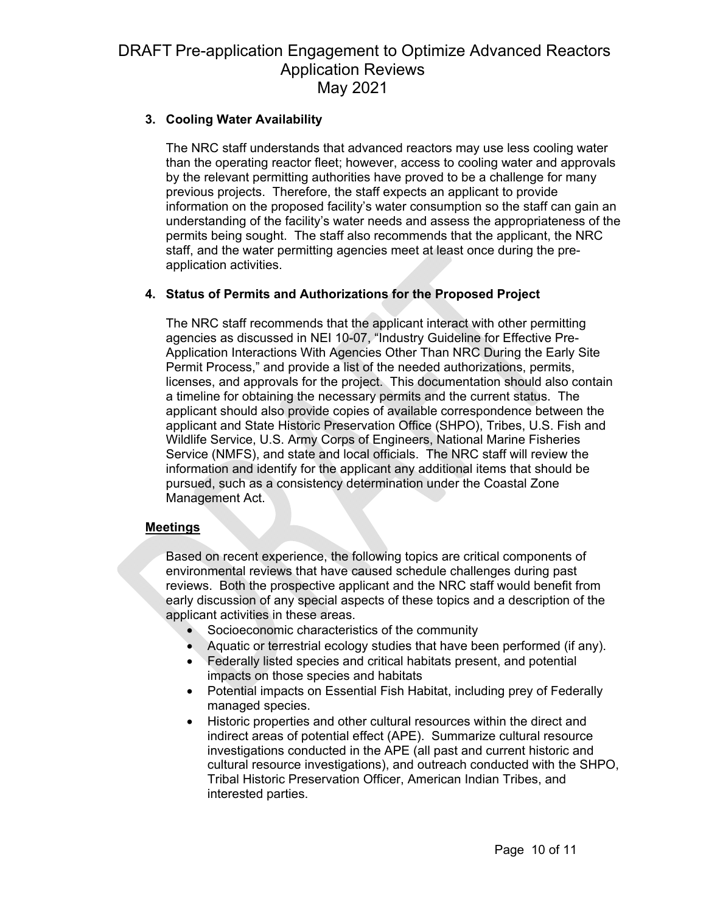### 3. Cooling Water Availability

The NRC staff understands that advanced reactors may use less cooling water than the operating reactor fleet; however, access to cooling water and approvals by the relevant permitting authorities have proved to be a challenge for many previous projects. Therefore, the staff expects an applicant to provide information on the proposed facility's water consumption so the staff can gain an understanding of the facility's water needs and assess the appropriateness of the permits being sought. The staff also recommends that the applicant, the NRC staff, and the water permitting agencies meet at least once during the pre-application activities.

### 4. Status of Permits and Authorizations for the Proposed Project

The NRC staff recommends that the applicant interact with other permitting agencies as discussed in NEI 10-07, "Industry Guideline for Effective Pre-Application Interactions With Agencies Other Than NRC During the Early Site Permit Process," and provide a list of the needed authorizations, permits, licenses, and approvals for the project. This documentation should also contain a timeline for obtaining the necessary permits and the current status. The applicant should also provide copies of available correspondence between the applicant and State Historic Preservation Office (SHPO), Tribes, U.S. Fish and Wildlife Service, U.S. Army Corps of Engineers, National Marine Fisheries Service (NMFS), and state and local officials. The NRC staff will review the information and identify for the applicant any additional items that should be pursued, such as a consistency determination under the Coastal Zone Management Act.

## Meetings

Based on recent experience, the following topics are critical components of environmental reviews that have caused schedule challenges during past reviews. Both the prospective applicant and the NRC staff would benefit from early discussion of any special aspects of these topics and a description of the applicant activities in these areas.

- Socioeconomic characteristics of the community
- Aquatic or terrestrial ecology studies that have been performed (if any).
- Federally listed species and critical habitats present, and potential impacts on those species and habitats
- Potential impacts on Essential Fish Habitat, including prey of Federally managed species.
- Historic properties and other cultural resources within the direct and indirect areas of potential effect (APE). Summarize cultural resource investigations conducted in the APE (all past and current historic and cultural resource investigations), and outreach conducted with the SHPO, Tribal Historic Preservation Officer, American Indian Tribes, and interested parties.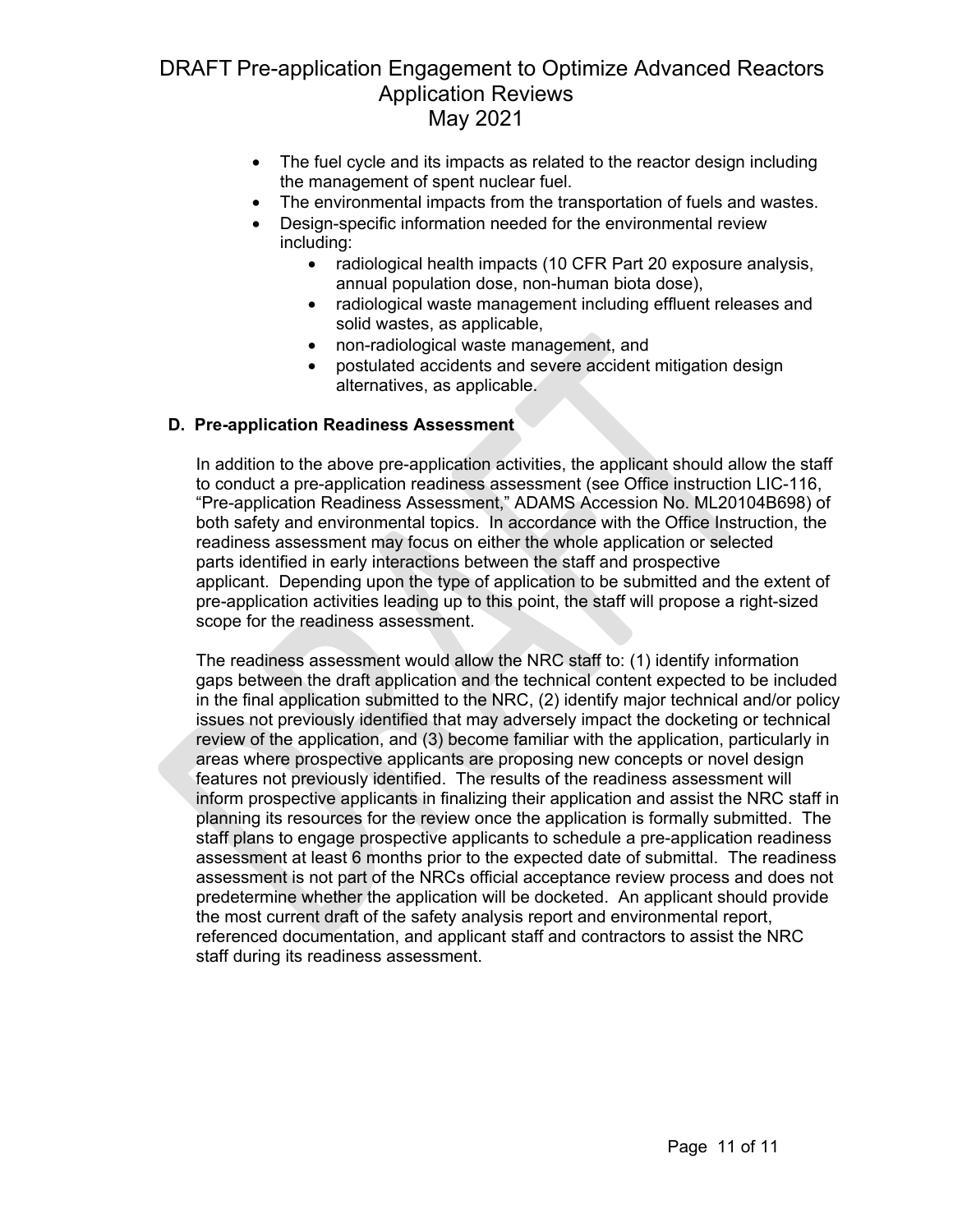- The fuel cycle and its impacts as related to the reactor design including the management of spent nuclear fuel.
- The environmental impacts from the transportation of fuels and wastes.
- Design-specific information needed for the environmental review including:
    - radiological health impacts (10 CFR Part 20 exposure analysis, annual population dose, non-human biota dose),
    - radiological waste management including effluent releases and solid wastes, as applicable,
    - non-radiological waste management, and
    - postulated accidents and severe accident mitigation design alternatives, as applicable.

### D. Pre-application Readiness Assessment

In addition to the above pre-application activities, the applicant should allow the staff to conduct a pre-application readiness assessment (see Office instruction LIC-116, "Pre-application Readiness Assessment," ADAMS Accession No. ML20104B698) of both safety and environmental topics. In accordance with the Office Instruction, the readiness assessment may focus on either the whole application or selected parts identified in early interactions between the staff and prospective applicant. Depending upon the type of application to be submitted and the extent of pre-application activities leading up to this point, the staff will propose a right-sized scope for the readiness assessment.

The readiness assessment would allow the NRC staff to: (1) identify information gaps between the draft application and the technical content expected to be included in the final application submitted to the NRC, (2) identify major technical and/or policy issues not previously identified that may adversely impact the docketing or technical review of the application, and (3) become familiar with the application, particularly in areas where prospective applicants are proposing new concepts or novel design features not previously identified. The results of the readiness assessment will inform prospective applicants in finalizing their application and assist the NRC staff in planning its resources for the review once the application is formally submitted. The staff plans to engage prospective applicants to schedule a pre-application readiness assessment at least 6 months prior to the expected date of submittal. The readiness assessment is not part of the NRCs official acceptance review process and does not predetermine whether the application will be docketed. An applicant should provide the most current draft of the safety analysis report and environmental report, referenced documentation, and applicant staff and contractors to assist the NRC staff during its readiness assessment.